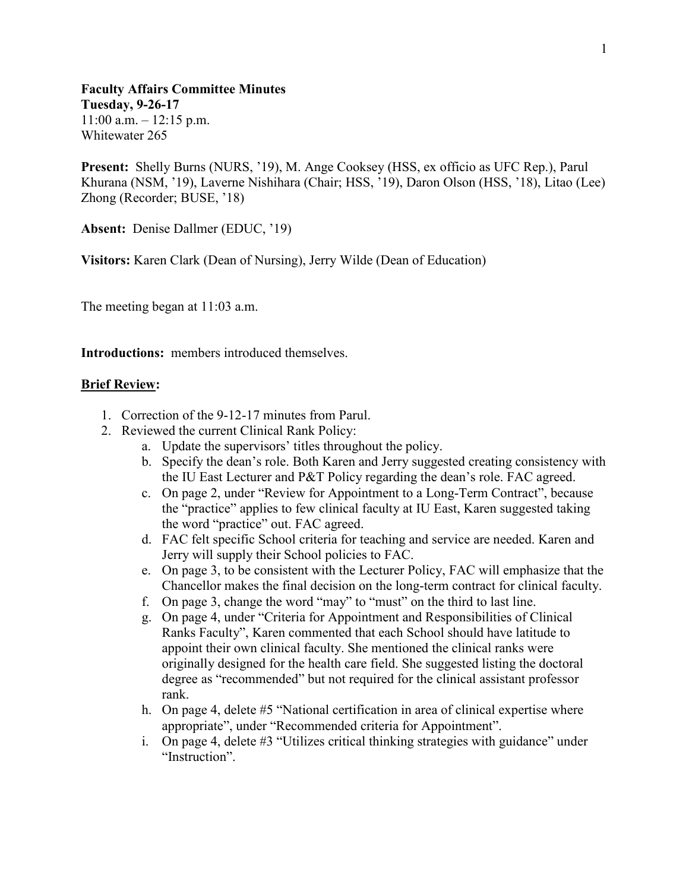**Faculty Affairs Committee Minutes**
**Tuesday, 9-26-17**
11:00 a.m. – 12:15 p.m.
Whitewater 265

**Present:** Shelly Burns (NURS, '19), M. Ange Cooksey (HSS, ex officio as UFC Rep.), Parul Khurana (NSM, '19), Laverne Nishihara (Chair; HSS, '19), Daron Olson (HSS, '18), Litao (Lee) Zhong (Recorder; BUSE, '18)

**Absent:** Denise Dallmer (EDUC, '19)

**Visitors:** Karen Clark (Dean of Nursing), Jerry Wilde (Dean of Education)

The meeting began at 11:03 a.m.

**Introductions:** members introduced themselves.

**<u>Brief Review</u>:**

1. Correction of the 9-12-17 minutes from Parul.
2. Reviewed the current Clinical Rank Policy:
   a. Update the supervisors' titles throughout the policy.
   b. Specify the dean's role. Both Karen and Jerry suggested creating consistency with the IU East Lecturer and P&T Policy regarding the dean's role. FAC agreed.
   c. On page 2, under "Review for Appointment to a Long-Term Contract", because the "practice" applies to few clinical faculty at IU East, Karen suggested taking the word "practice" out. FAC agreed.
   d. FAC felt specific School criteria for teaching and service are needed. Karen and Jerry will supply their School policies to FAC.
   e. On page 3, to be consistent with the Lecturer Policy, FAC will emphasize that the Chancellor makes the final decision on the long-term contract for clinical faculty.
   f. On page 3, change the word "may" to "must" on the third to last line.
   g. On page 4, under "Criteria for Appointment and Responsibilities of Clinical Ranks Faculty", Karen commented that each School should have latitude to appoint their own clinical faculty. She mentioned the clinical ranks were originally designed for the health care field. She suggested listing the doctoral degree as "recommended" but not required for the clinical assistant professor rank.
   h. On page 4, delete #5 "National certification in area of clinical expertise where appropriate", under "Recommended criteria for Appointment".
   i. On page 4, delete #3 "Utilizes critical thinking strategies with guidance" under "Instruction".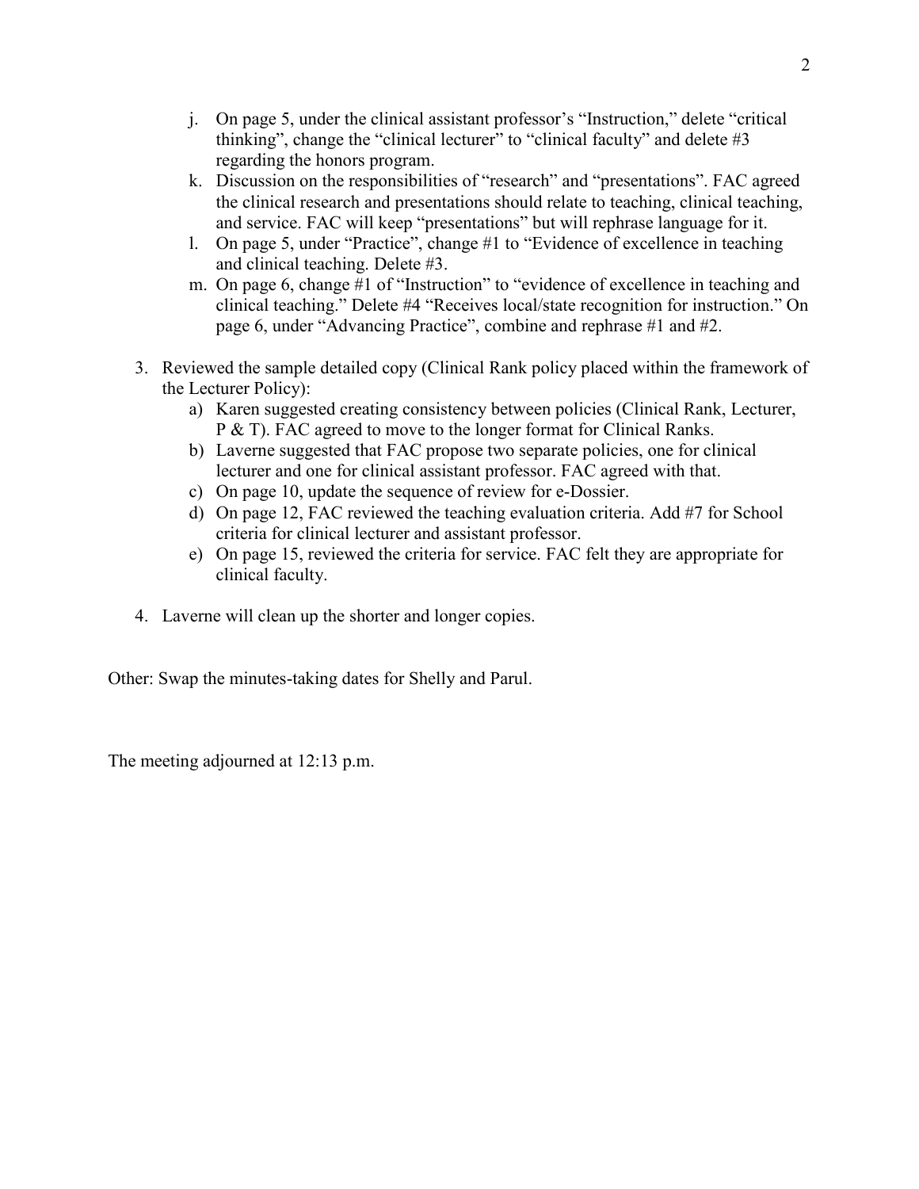j. On page 5, under the clinical assistant professor's "Instruction," delete "critical thinking", change the "clinical lecturer" to "clinical faculty" and delete #3 regarding the honors program.

k. Discussion on the responsibilities of "research" and "presentations". FAC agreed the clinical research and presentations should relate to teaching, clinical teaching, and service. FAC will keep "presentations" but will rephrase language for it.

l. On page 5, under "Practice", change #1 to "Evidence of excellence in teaching and clinical teaching. Delete #3.

m. On page 6, change #1 of "Instruction" to "evidence of excellence in teaching and clinical teaching." Delete #4 "Receives local/state recognition for instruction." On page 6, under "Advancing Practice", combine and rephrase #1 and #2.

3. Reviewed the sample detailed copy (Clinical Rank policy placed within the framework of the Lecturer Policy):
   a) Karen suggested creating consistency between policies (Clinical Rank, Lecturer, P & T). FAC agreed to move to the longer format for Clinical Ranks.
   b) Laverne suggested that FAC propose two separate policies, one for clinical lecturer and one for clinical assistant professor. FAC agreed with that.
   c) On page 10, update the sequence of review for e-Dossier.
   d) On page 12, FAC reviewed the teaching evaluation criteria. Add #7 for School criteria for clinical lecturer and assistant professor.
   e) On page 15, reviewed the criteria for service. FAC felt they are appropriate for clinical faculty.

4. Laverne will clean up the shorter and longer copies.

Other: Swap the minutes-taking dates for Shelly and Parul.

The meeting adjourned at 12:13 p.m.